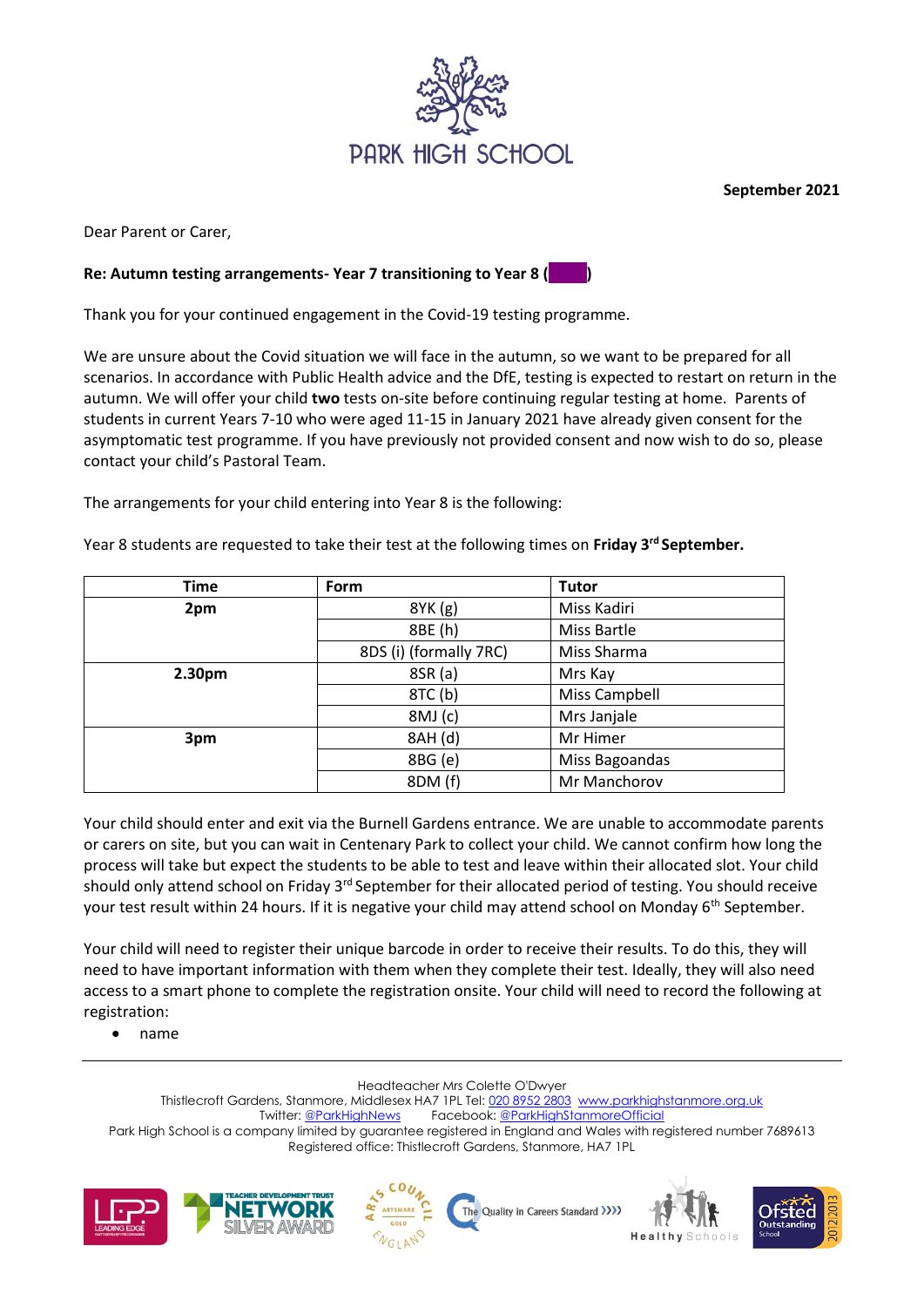PARK HIGH SCHOOL

**September 2021**

Dear Parent or Carer,

**Re: Autumn testing arrangements- Year 7 transitioning to Year 8 ( )**

Thank you for your continued engagement in the Covid-19 testing programme.

We are unsure about the Covid situation we will face in the autumn, so we want to be prepared for all scenarios. In accordance with Public Health advice and the DfE, testing is expected to restart on return in the autumn. We will offer your child **two** tests on-site before continuing regular testing at home. Parents of students in current Years 7-10 who were aged 11-15 in January 2021 have already given consent for the asymptomatic test programme. If you have previously not provided consent and now wish to do so, please contact your child's Pastoral Team.

The arrangements for your child entering into Year 8 is the following:

Year 8 students are requested to take their test at the following times on **Friday 3rd September.**

| Time | Form | Tutor |
|---|---|---|
| **2pm** | 8YK (g) | Miss Kadiri |
| | 8BE (h) | Miss Bartle |
| | 8DS (i) (formally 7RC) | Miss Sharma |
| **2.30pm** | 8SR (a) | Mrs Kay |
| | 8TC (b) | Miss Campbell |
| | 8MJ (c) | Mrs Janjale |
| **3pm** | 8AH (d) | Mr Himer |
| | 8BG (e) | Miss Bagoandas |
| | 8DM (f) | Mr Manchorov |

Your child should enter and exit via the Burnell Gardens entrance. We are unable to accommodate parents or carers on site, but you can wait in Centenary Park to collect your child. We cannot confirm how long the process will take but expect the students to be able to test and leave within their allocated slot. Your child should only attend school on Friday 3rd September for their allocated period of testing. You should receive your test result within 24 hours. If it is negative your child may attend school on Monday 6th September.

Your child will need to register their unique barcode in order to receive their results. To do this, they will need to have important information with them when they complete their test. Ideally, they will also need access to a smart phone to complete the registration onsite. Your child will need to record the following at registration:

- name

Headteacher Mrs Colette O'Dwyer
Thistlecroft Gardens, Stanmore, Middlesex HA7 1PL Tel: 020 8952 2803 www.parkhighstanmore.org.uk
Twitter: @ParkHighNews Facebook: @ParkHighStanmoreOfficial
Park High School is a company limited by guarantee registered in England and Wales with registered number 7689613
Registered office: Thistlecroft Gardens, Stanmore, HA7 1PL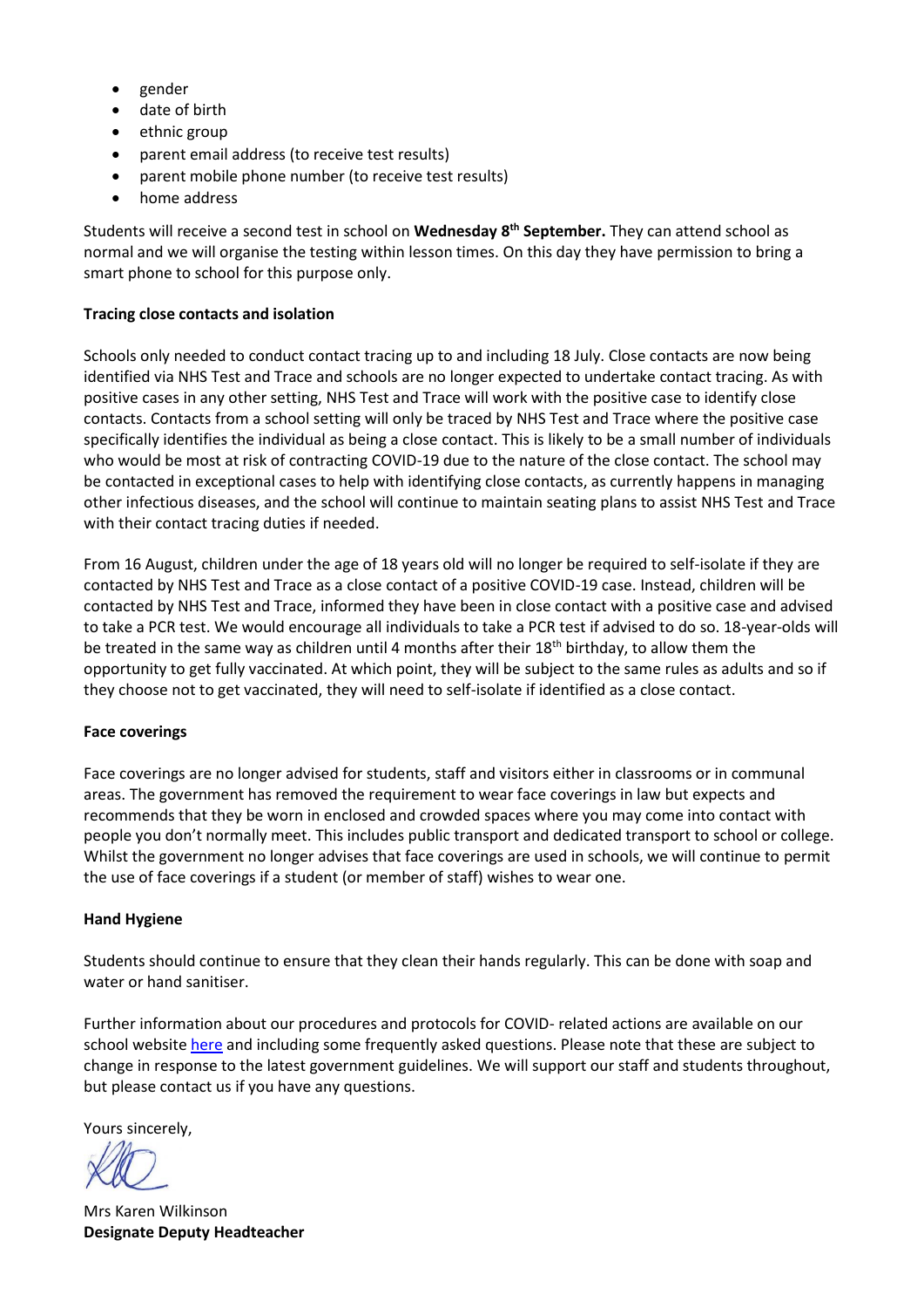- gender
- date of birth
- ethnic group
- parent email address (to receive test results)
- parent mobile phone number (to receive test results)
- home address

Students will receive a second test in school on **Wednesday 8th September.** They can attend school as normal and we will organise the testing within lesson times. On this day they have permission to bring a smart phone to school for this purpose only.

**Tracing close contacts and isolation**

Schools only needed to conduct contact tracing up to and including 18 July. Close contacts are now being identified via NHS Test and Trace and schools are no longer expected to undertake contact tracing. As with positive cases in any other setting, NHS Test and Trace will work with the positive case to identify close contacts. Contacts from a school setting will only be traced by NHS Test and Trace where the positive case specifically identifies the individual as being a close contact. This is likely to be a small number of individuals who would be most at risk of contracting COVID-19 due to the nature of the close contact. The school may be contacted in exceptional cases to help with identifying close contacts, as currently happens in managing other infectious diseases, and the school will continue to maintain seating plans to assist NHS Test and Trace with their contact tracing duties if needed.

From 16 August, children under the age of 18 years old will no longer be required to self-isolate if they are contacted by NHS Test and Trace as a close contact of a positive COVID-19 case. Instead, children will be contacted by NHS Test and Trace, informed they have been in close contact with a positive case and advised to take a PCR test. We would encourage all individuals to take a PCR test if advised to do so. 18-year-olds will be treated in the same way as children until 4 months after their 18th birthday, to allow them the opportunity to get fully vaccinated. At which point, they will be subject to the same rules as adults and so if they choose not to get vaccinated, they will need to self-isolate if identified as a close contact.

**Face coverings**

Face coverings are no longer advised for students, staff and visitors either in classrooms or in communal areas. The government has removed the requirement to wear face coverings in law but expects and recommends that they be worn in enclosed and crowded spaces where you may come into contact with people you don't normally meet. This includes public transport and dedicated transport to school or college. Whilst the government no longer advises that face coverings are used in schools, we will continue to permit the use of face coverings if a student (or member of staff) wishes to wear one.

**Hand Hygiene**

Students should continue to ensure that they clean their hands regularly. This can be done with soap and water or hand sanitiser.

Further information about our procedures and protocols for COVID- related actions are available on our school website here and including some frequently asked questions. Please note that these are subject to change in response to the latest government guidelines. We will support our staff and students throughout, but please contact us if you have any questions.

Yours sincerely,

Mrs Karen Wilkinson
**Designate Deputy Headteacher**